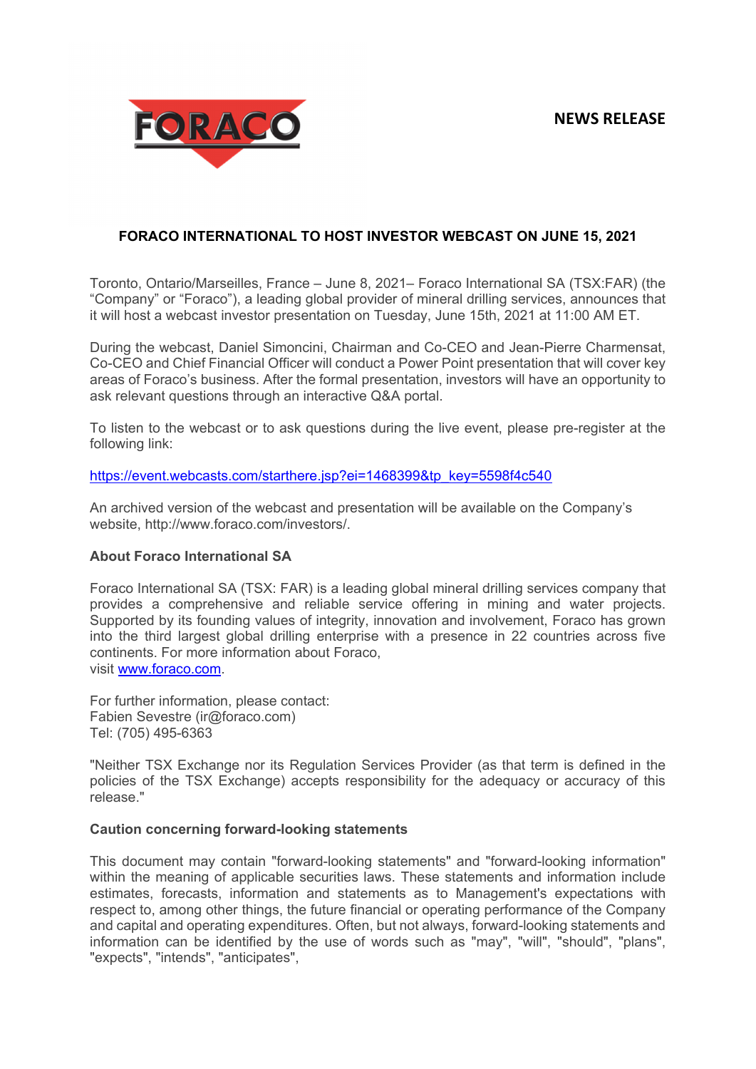FORACO

NEWS RELEASE

# FORACO INTERNATIONAL TO HOST INVESTOR WEBCAST ON JUNE 15, 2021

Toronto, Ontario/Marseilles, France – June 8, 2021– Foraco International SA (TSX:FAR) (the "Company" or "Foraco"), a leading global provider of mineral drilling services, announces that it will host a webcast investor presentation on Tuesday, June 15th, 2021 at 11:00 AM ET.

During the webcast, Daniel Simoncini, Chairman and Co-CEO and Jean-Pierre Charmensat, Co-CEO and Chief Financial Officer will conduct a Power Point presentation that will cover key areas of Foraco's business. After the formal presentation, investors will have an opportunity to ask relevant questions through an interactive Q&A portal.

To listen to the webcast or to ask questions during the live event, please pre-register at the following link:

https://event.webcasts.com/starthere.jsp?ei=1468399&tp_key=5598f4c540

An archived version of the webcast and presentation will be available on the Company's website, http://www.foraco.com/investors/.

**About Foraco International SA**

Foraco International SA (TSX: FAR) is a leading global mineral drilling services company that provides a comprehensive and reliable service offering in mining and water projects. Supported by its founding values of integrity, innovation and involvement, Foraco has grown into the third largest global drilling enterprise with a presence in 22 countries across five continents. For more information about Foraco,
visit www.foraco.com.

For further information, please contact:
Fabien Sevestre (ir@foraco.com)
Tel: (705) 495-6363

"Neither TSX Exchange nor its Regulation Services Provider (as that term is defined in the policies of the TSX Exchange) accepts responsibility for the adequacy or accuracy of this release."

**Caution concerning forward-looking statements**

This document may contain "forward-looking statements" and "forward-looking information" within the meaning of applicable securities laws. These statements and information include estimates, forecasts, information and statements as to Management's expectations with respect to, among other things, the future financial or operating performance of the Company and capital and operating expenditures. Often, but not always, forward-looking statements and information can be identified by the use of words such as "may", "will", "should", "plans", "expects", "intends", "anticipates",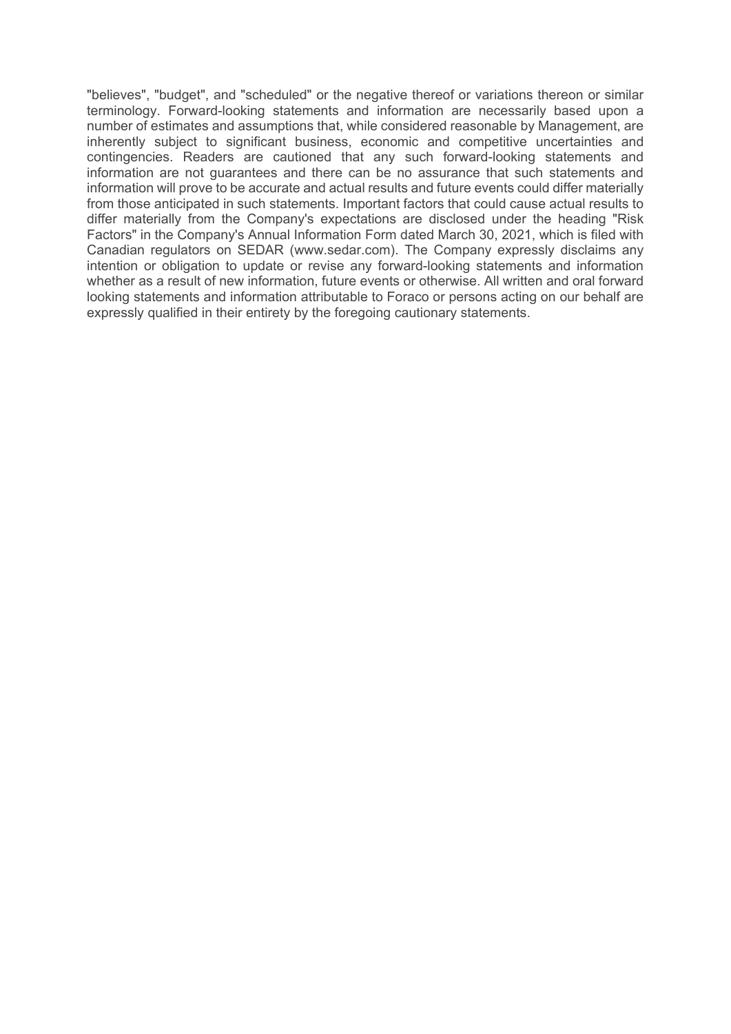"believes", "budget", and "scheduled" or the negative thereof or variations thereon or similar terminology. Forward-looking statements and information are necessarily based upon a number of estimates and assumptions that, while considered reasonable by Management, are inherently subject to significant business, economic and competitive uncertainties and contingencies. Readers are cautioned that any such forward-looking statements and information are not guarantees and there can be no assurance that such statements and information will prove to be accurate and actual results and future events could differ materially from those anticipated in such statements. Important factors that could cause actual results to differ materially from the Company's expectations are disclosed under the heading "Risk Factors" in the Company's Annual Information Form dated March 30, 2021, which is filed with Canadian regulators on SEDAR (www.sedar.com). The Company expressly disclaims any intention or obligation to update or revise any forward-looking statements and information whether as a result of new information, future events or otherwise. All written and oral forward looking statements and information attributable to Foraco or persons acting on our behalf are expressly qualified in their entirety by the foregoing cautionary statements.